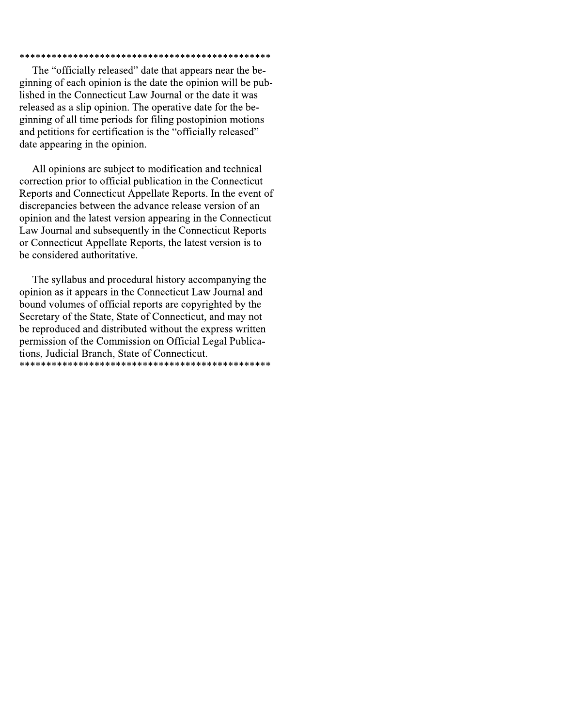\*\*\*\*\*\*\*\*\*\*\*\*\*\*\*\*\*\*\*\*\*\*\*\*\*\*\*\*\*\*\*\*\*\*\*\*\*\*\*\*\*\*\*\*\*\*\*\*

The "officially released" date that appears near the beginning of each opinion is the date the opinion will be published in the Connecticut Law Journal or the date it was released as a slip opinion. The operative date for the beginning of all time periods for filing postopinion motions and petitions for certification is the "officially released" date appearing in the opinion.

All opinions are subject to modification and technical correction prior to official publication in the Connecticut Reports and Connecticut Appellate Reports. In the event of discrepancies between the advance release version of an opinion and the latest version appearing in the Connecticut Law Journal and subsequently in the Connecticut Reports or Connecticut Appellate Reports, the latest version is to be considered authoritative.

The syllabus and procedural history accompanying the opinion as it appears in the Connecticut Law Journal and bound volumes of official reports are copyrighted by the Secretary of the State, State of Connecticut, and may not be reproduced and distributed without the express written permission of the Commission on Official Legal Publications, Judicial Branch, State of Connecticut.

\*\*\*\*\*\*\*\*\*\*\*\*\*\*\*\*\*\*\*\*\*\*\*\*\*\*\*\*\*\*\*\*\*\*\*\*\*\*\*\*\*\*\*\*\*\*\*\*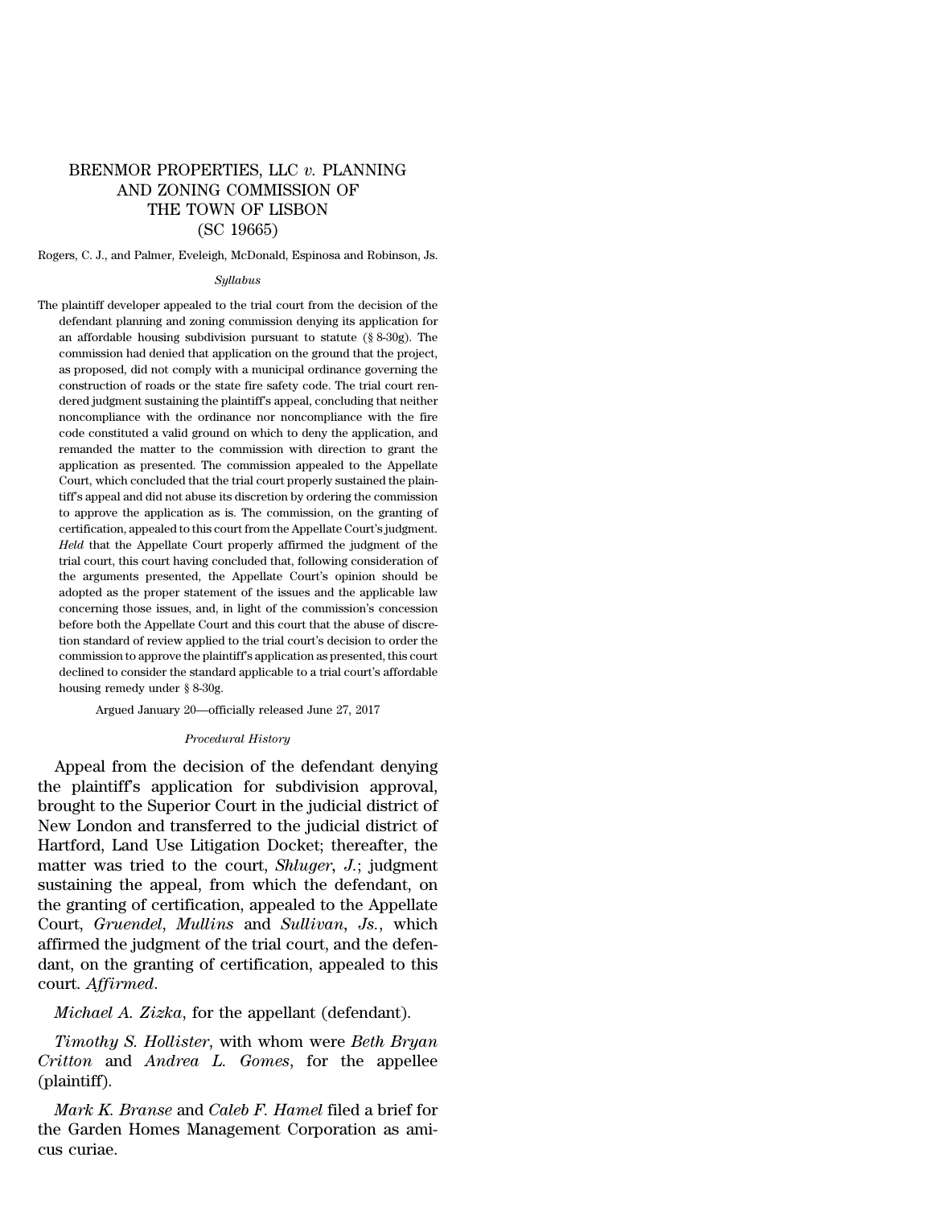# BRENMOR PROPERTIES, LLC *v.* PLANNING AND ZONING COMMISSION OF THE TOWN OF LISBON (SC 19665)

Rogers, C. J., and Palmer, Eveleigh, McDonald, Espinosa and Robinson, Js.

*Syllabus*

The plaintiff developer appealed to the trial court from the decision of the defendant planning and zoning commission denying its application for an affordable housing subdivision pursuant to statute (§ 8-30g). The commission had denied that application on the ground that the project, as proposed, did not comply with a municipal ordinance governing the construction of roads or the state fire safety code. The trial court rendered judgment sustaining the plaintiff's appeal, concluding that neither noncompliance with the ordinance nor noncompliance with the fire code constituted a valid ground on which to deny the application, and remanded the matter to the commission with direction to grant the application as presented. The commission appealed to the Appellate Court, which concluded that the trial court properly sustained the plaintiff's appeal and did not abuse its discretion by ordering the commission to approve the application as is. The commission, on the granting of certification, appealed to this court from the Appellate Court's judgment. *Held* that the Appellate Court properly affirmed the judgment of the trial court, this court having concluded that, following consideration of the arguments presented, the Appellate Court's opinion should be adopted as the proper statement of the issues and the applicable law concerning those issues, and, in light of the commission's concession before both the Appellate Court and this court that the abuse of discretion standard of review applied to the trial court's decision to order the commission to approve the plaintiff's application as presented, this court declined to consider the standard applicable to a trial court's affordable housing remedy under § 8-30g.

Argued January 20—officially released June 27, 2017

*Procedural History*

Appeal from the decision of the defendant denying the plaintiff's application for subdivision approval, brought to the Superior Court in the judicial district of New London and transferred to the judicial district of Hartford, Land Use Litigation Docket; thereafter, the matter was tried to the court, *Shluger, J.*; judgment sustaining the appeal, from which the defendant, on the granting of certification, appealed to the Appellate Court, *Gruendel*, *Mullins* and *Sullivan, Js.*, which affirmed the judgment of the trial court, and the defendant, on the granting of certification, appealed to this court. *Affirmed*.

*Michael A. Zizka*, for the appellant (defendant).

*Timothy S. Hollister*, with whom were *Beth Bryan Critton* and *Andrea L. Gomes*, for the appellee (plaintiff).

*Mark K. Branse* and *Caleb F. Hamel* filed a brief for the Garden Homes Management Corporation as amicus curiae.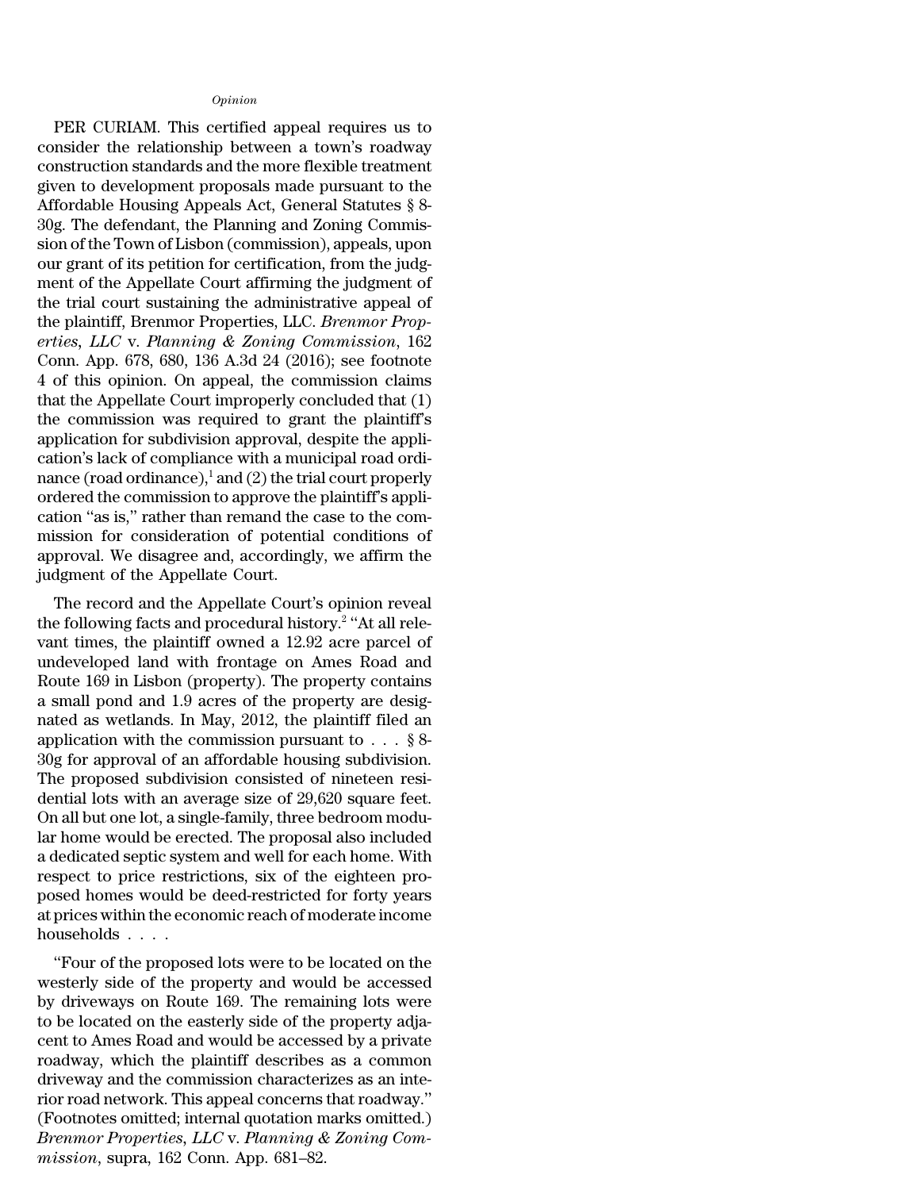*Opinion*

PER CURIAM. This certified appeal requires us to consider the relationship between a town's roadway construction standards and the more flexible treatment given to development proposals made pursuant to the Affordable Housing Appeals Act, General Statutes § 8-30g. The defendant, the Planning and Zoning Commission of the Town of Lisbon (commission), appeals, upon our grant of its petition for certification, from the judgment of the Appellate Court affirming the judgment of the trial court sustaining the administrative appeal of the plaintiff, Brenmor Properties, LLC. *Brenmor Properties, LLC* v. *Planning & Zoning Commission*, 162 Conn. App. 678, 680, 136 A.3d 24 (2016); see footnote 4 of this opinion. On appeal, the commission claims that the Appellate Court improperly concluded that (1) the commission was required to grant the plaintiff's application for subdivision approval, despite the application's lack of compliance with a municipal road ordinance (road ordinance),[1] and (2) the trial court properly ordered the commission to approve the plaintiff's application "as is," rather than remand the case to the commission for consideration of potential conditions of approval. We disagree and, accordingly, we affirm the judgment of the Appellate Court.

The record and the Appellate Court's opinion reveal the following facts and procedural history.[2] "At all relevant times, the plaintiff owned a 12.92 acre parcel of undeveloped land with frontage on Ames Road and Route 169 in Lisbon (property). The property contains a small pond and 1.9 acres of the property are designated as wetlands. In May, 2012, the plaintiff filed an application with the commission pursuant to . . . § 8-30g for approval of an affordable housing subdivision. The proposed subdivision consisted of nineteen residential lots with an average size of 29,620 square feet. On all but one lot, a single-family, three bedroom modular home would be erected. The proposal also included a dedicated septic system and well for each home. With respect to price restrictions, six of the eighteen proposed homes would be deed-restricted for forty years at prices within the economic reach of moderate income households . . . .

"Four of the proposed lots were to be located on the westerly side of the property and would be accessed by driveways on Route 169. The remaining lots were to be located on the easterly side of the property adjacent to Ames Road and would be accessed by a private roadway, which the plaintiff describes as a common driveway and the commission characterizes as an interior road network. This appeal concerns that roadway." (Footnotes omitted; internal quotation marks omitted.) *Brenmor Properties, LLC* v. *Planning & Zoning Commission*, supra, 162 Conn. App. 681–82.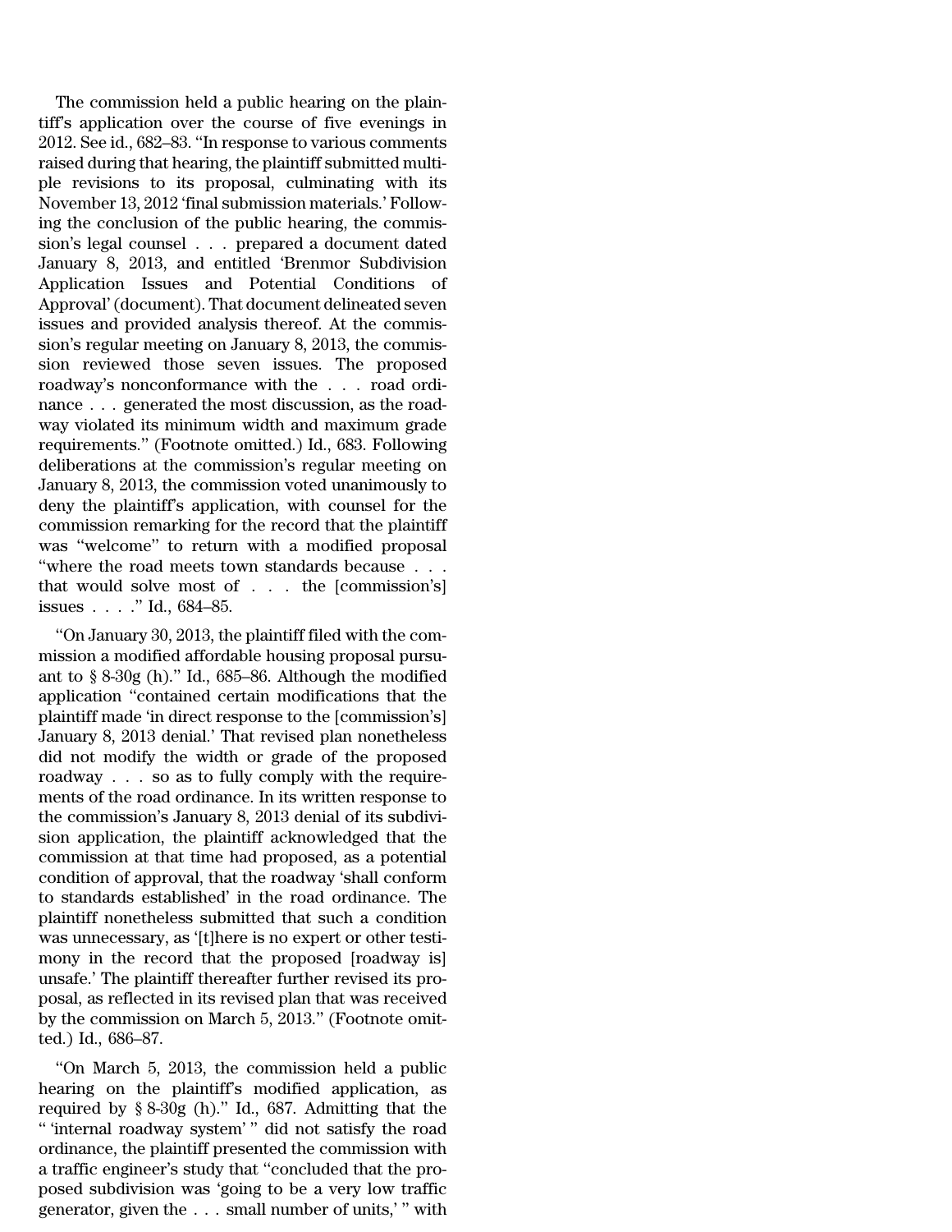The commission held a public hearing on the plaintiff's application over the course of five evenings in 2012. See id., 682–83. "In response to various comments raised during that hearing, the plaintiff submitted multiple revisions to its proposal, culminating with its November 13, 2012 'final submission materials.' Following the conclusion of the public hearing, the commission's legal counsel . . . prepared a document dated January 8, 2013, and entitled 'Brenmor Subdivision Application Issues and Potential Conditions of Approval' (document). That document delineated seven issues and provided analysis thereof. At the commission's regular meeting on January 8, 2013, the commission reviewed those seven issues. The proposed roadway's nonconformance with the . . . road ordinance . . . generated the most discussion, as the roadway violated its minimum width and maximum grade requirements." (Footnote omitted.) Id., 683. Following deliberations at the commission's regular meeting on January 8, 2013, the commission voted unanimously to deny the plaintiff's application, with counsel for the commission remarking for the record that the plaintiff was "welcome" to return with a modified proposal "where the road meets town standards because . . . that would solve most of . . . the [commission's] issues . . . ." Id., 684–85.

"On January 30, 2013, the plaintiff filed with the commission a modified affordable housing proposal pursuant to § 8-30g (h)." Id., 685–86. Although the modified application "contained certain modifications that the plaintiff made 'in direct response to the [commission's] January 8, 2013 denial.' That revised plan nonetheless did not modify the width or grade of the proposed roadway . . . so as to fully comply with the requirements of the road ordinance. In its written response to the commission's January 8, 2013 denial of its subdivision application, the plaintiff acknowledged that the commission at that time had proposed, as a potential condition of approval, that the roadway 'shall conform to standards established' in the road ordinance. The plaintiff nonetheless submitted that such a condition was unnecessary, as '[t]here is no expert or other testimony in the record that the proposed [roadway is] unsafe.' The plaintiff thereafter further revised its proposal, as reflected in its revised plan that was received by the commission on March 5, 2013." (Footnote omitted.) Id., 686–87.

"On March 5, 2013, the commission held a public hearing on the plaintiff's modified application, as required by § 8-30g (h)." Id., 687. Admitting that the " 'internal roadway system' " did not satisfy the road ordinance, the plaintiff presented the commission with a traffic engineer's study that "concluded that the proposed subdivision was 'going to be a very low traffic generator, given the . . . small number of units,' " with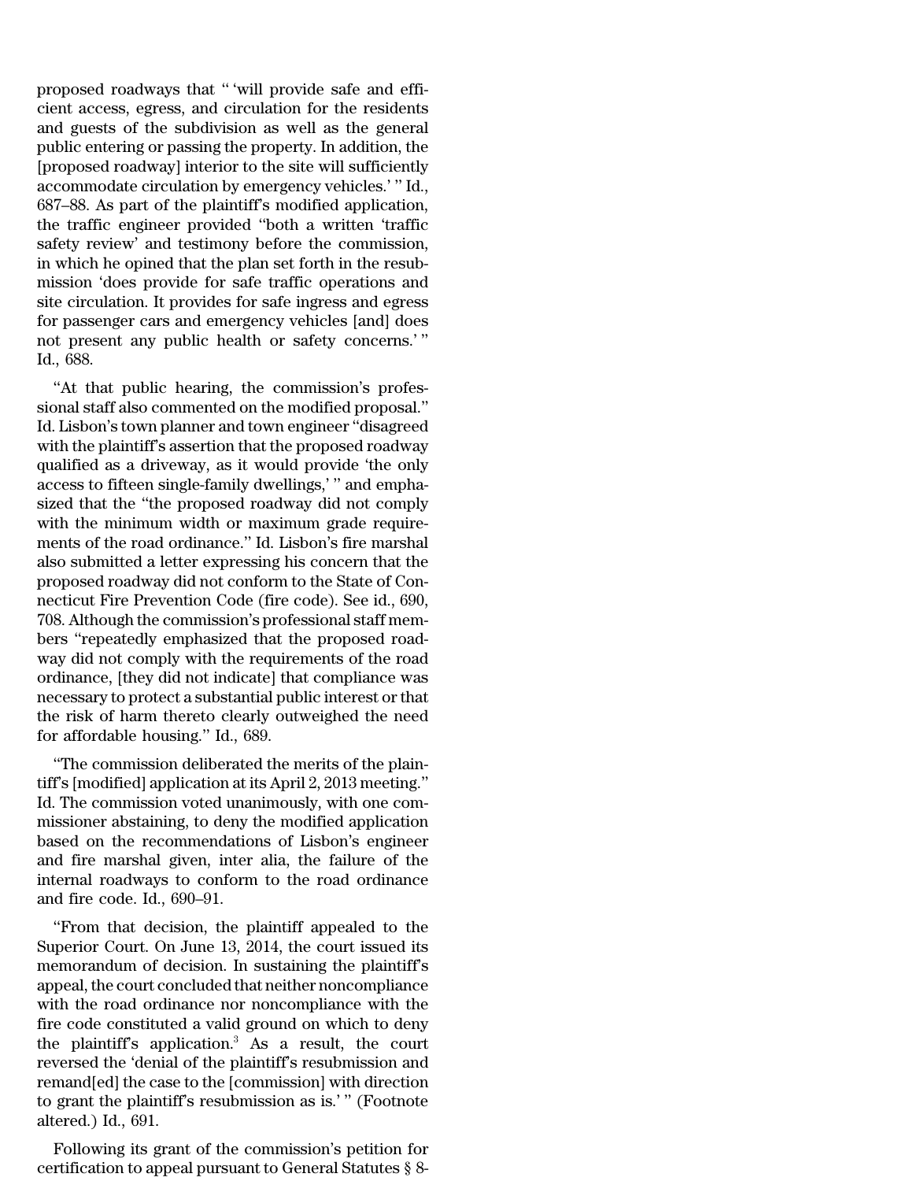proposed roadways that " 'will provide safe and efficient access, egress, and circulation for the residents and guests of the subdivision as well as the general public entering or passing the property. In addition, the [proposed roadway] interior to the site will sufficiently accommodate circulation by emergency vehicles.' " Id., 687–88. As part of the plaintiff's modified application, the traffic engineer provided "both a written 'traffic safety review' and testimony before the commission, in which he opined that the plan set forth in the resubmission 'does provide for safe traffic operations and site circulation. It provides for safe ingress and egress for passenger cars and emergency vehicles [and] does not present any public health or safety concerns.' " Id., 688.

"At that public hearing, the commission's professional staff also commented on the modified proposal." Id. Lisbon's town planner and town engineer "disagreed with the plaintiff's assertion that the proposed roadway qualified as a driveway, as it would provide 'the only access to fifteen single-family dwellings,' " and emphasized that the "the proposed roadway did not comply with the minimum width or maximum grade requirements of the road ordinance." Id. Lisbon's fire marshal also submitted a letter expressing his concern that the proposed roadway did not conform to the State of Connecticut Fire Prevention Code (fire code). See id., 690, 708. Although the commission's professional staff members "repeatedly emphasized that the proposed roadway did not comply with the requirements of the road ordinance, [they did not indicate] that compliance was necessary to protect a substantial public interest or that the risk of harm thereto clearly outweighed the need for affordable housing." Id., 689.

"The commission deliberated the merits of the plaintiff's [modified] application at its April 2, 2013 meeting." Id. The commission voted unanimously, with one commissioner abstaining, to deny the modified application based on the recommendations of Lisbon's engineer and fire marshal given, inter alia, the failure of the internal roadways to conform to the road ordinance and fire code. Id., 690–91.

"From that decision, the plaintiff appealed to the Superior Court. On June 13, 2014, the court issued its memorandum of decision. In sustaining the plaintiff's appeal, the court concluded that neither noncompliance with the road ordinance nor noncompliance with the fire code constituted a valid ground on which to deny the plaintiff's application.[3] As a result, the court reversed the 'denial of the plaintiff's resubmission and remand[ed] the case to the [commission] with direction to grant the plaintiff's resubmission as is.' " (Footnote altered.) Id., 691.

Following its grant of the commission's petition for certification to appeal pursuant to General Statutes § 8-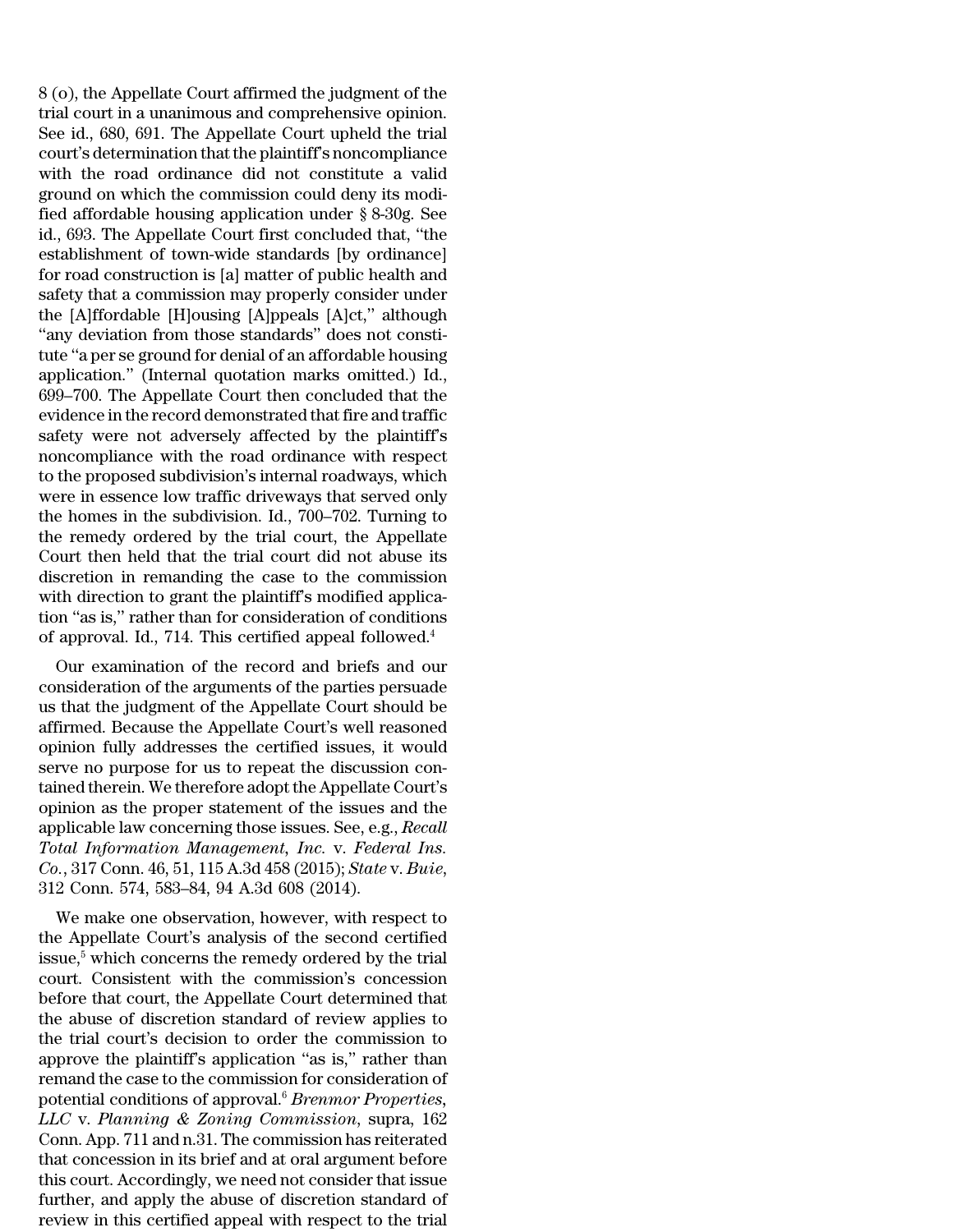8 (o), the Appellate Court affirmed the judgment of the trial court in a unanimous and comprehensive opinion. See id., 680, 691. The Appellate Court upheld the trial court's determination that the plaintiff's noncompliance with the road ordinance did not constitute a valid ground on which the commission could deny its modified affordable housing application under § 8-30g. See id., 693. The Appellate Court first concluded that, "the establishment of town-wide standards [by ordinance] for road construction is [a] matter of public health and safety that a commission may properly consider under the [A]ffordable [H]ousing [A]ppeals [A]ct," although "any deviation from those standards" does not constitute "a per se ground for denial of an affordable housing application." (Internal quotation marks omitted.) Id., 699–700. The Appellate Court then concluded that the evidence in the record demonstrated that fire and traffic safety were not adversely affected by the plaintiff's noncompliance with the road ordinance with respect to the proposed subdivision's internal roadways, which were in essence low traffic driveways that served only the homes in the subdivision. Id., 700–702. Turning to the remedy ordered by the trial court, the Appellate Court then held that the trial court did not abuse its discretion in remanding the case to the commission with direction to grant the plaintiff's modified application "as is," rather than for consideration of conditions of approval. Id., 714. This certified appeal followed.[4]

Our examination of the record and briefs and our consideration of the arguments of the parties persuade us that the judgment of the Appellate Court should be affirmed. Because the Appellate Court's well reasoned opinion fully addresses the certified issues, it would serve no purpose for us to repeat the discussion contained therein. We therefore adopt the Appellate Court's opinion as the proper statement of the issues and the applicable law concerning those issues. See, e.g., *Recall Total Information Management, Inc.* v. *Federal Ins. Co.*, 317 Conn. 46, 51, 115 A.3d 458 (2015); *State* v. *Buie*, 312 Conn. 574, 583–84, 94 A.3d 608 (2014).

We make one observation, however, with respect to the Appellate Court's analysis of the second certified issue,[5] which concerns the remedy ordered by the trial court. Consistent with the commission's concession before that court, the Appellate Court determined that the abuse of discretion standard of review applies to the trial court's decision to order the commission to approve the plaintiff's application "as is," rather than remand the case to the commission for consideration of potential conditions of approval.[6] *Brenmor Properties, LLC* v. *Planning & Zoning Commission*, supra, 162 Conn. App. 711 and n.31. The commission has reiterated that concession in its brief and at oral argument before this court. Accordingly, we need not consider that issue further, and apply the abuse of discretion standard of review in this certified appeal with respect to the trial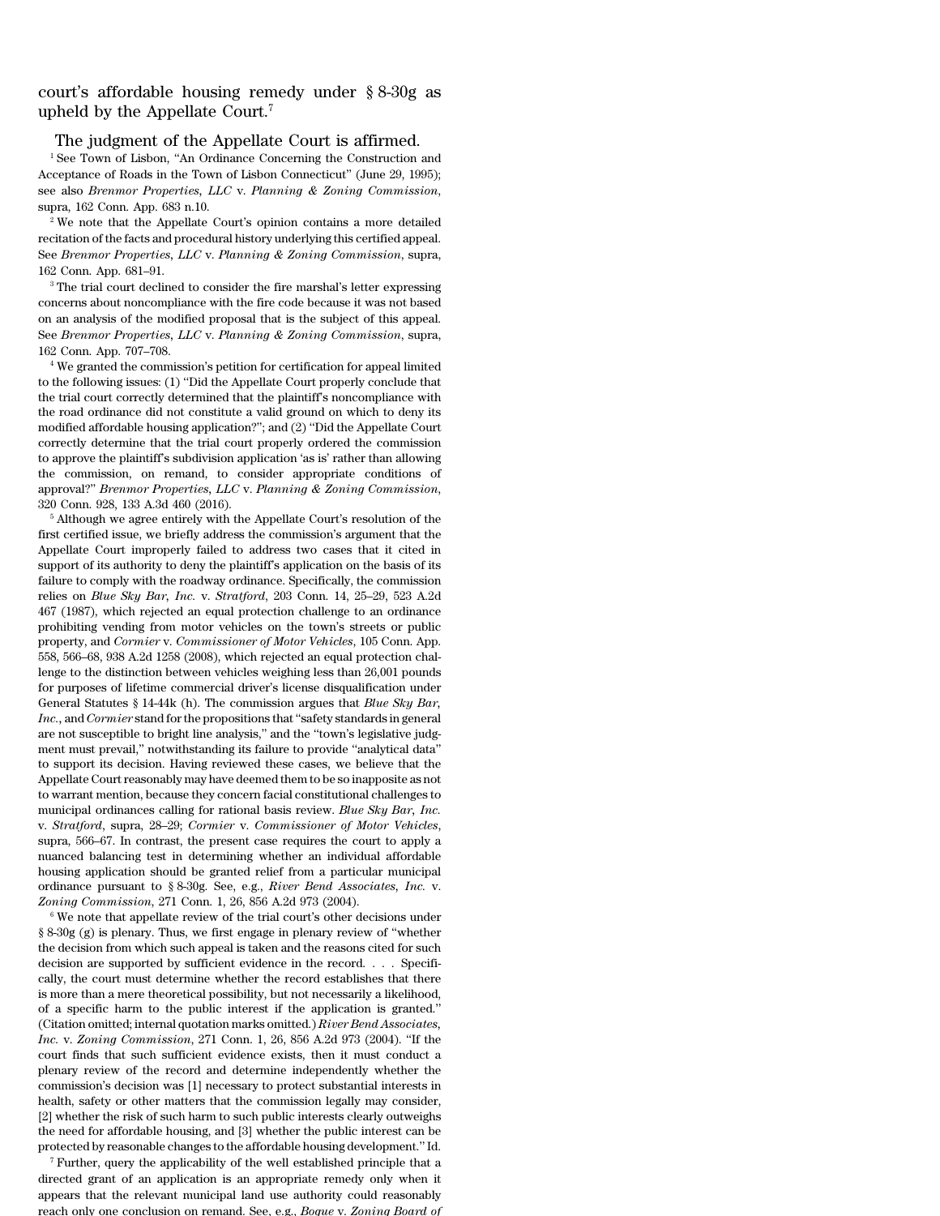court's affordable housing remedy under § 8-30g as upheld by the Appellate Court.[7]

The judgment of the Appellate Court is affirmed.

[1] See Town of Lisbon, "An Ordinance Concerning the Construction and Acceptance of Roads in the Town of Lisbon Connecticut" (June 29, 1995); see also *Brenmor Properties, LLC* v. *Planning & Zoning Commission*, supra, 162 Conn. App. 683 n.10.

[2] We note that the Appellate Court's opinion contains a more detailed recitation of the facts and procedural history underlying this certified appeal. See *Brenmor Properties, LLC* v. *Planning & Zoning Commission*, supra, 162 Conn. App. 681–91.

[3] The trial court declined to consider the fire marshal's letter expressing concerns about noncompliance with the fire code because it was not based on an analysis of the modified proposal that is the subject of this appeal. See *Brenmor Properties, LLC* v. *Planning & Zoning Commission*, supra, 162 Conn. App. 707–708.

[4] We granted the commission's petition for certification for appeal limited to the following issues: (1) "Did the Appellate Court properly conclude that the trial court correctly determined that the plaintiff's noncompliance with the road ordinance did not constitute a valid ground on which to deny its modified affordable housing application?"; and (2) "Did the Appellate Court correctly determine that the trial court properly ordered the commission to approve the plaintiff's subdivision application 'as is' rather than allowing the commission, on remand, to consider appropriate conditions of approval?" *Brenmor Properties, LLC* v. *Planning & Zoning Commission*, 320 Conn. 928, 133 A.3d 460 (2016).

[5] Although we agree entirely with the Appellate Court's resolution of the first certified issue, we briefly address the commission's argument that the Appellate Court improperly failed to address two cases that it cited in support of its authority to deny the plaintiff's application on the basis of its failure to comply with the roadway ordinance. Specifically, the commission relies on *Blue Sky Bar, Inc.* v. *Stratford*, 203 Conn. 14, 25–29, 523 A.2d 467 (1987), which rejected an equal protection challenge to an ordinance prohibiting vending from motor vehicles on the town's streets or public property, and *Cormier* v. *Commissioner of Motor Vehicles*, 105 Conn. App. 558, 566–68, 938 A.2d 1258 (2008), which rejected an equal protection challenge to the distinction between vehicles weighing less than 26,001 pounds for purposes of lifetime commercial driver's license disqualification under General Statutes § 14-44k (h). The commission argues that *Blue Sky Bar, Inc.*, and *Cormier* stand for the propositions that "safety standards in general are not susceptible to bright line analysis," and the "town's legislative judgment must prevail," notwithstanding its failure to provide "analytical data" to support its decision. Having reviewed these cases, we believe that the Appellate Court reasonably may have deemed them to be so inapposite as not to warrant mention, because they concern facial constitutional challenges to municipal ordinances calling for rational basis review. *Blue Sky Bar, Inc.* v. *Stratford*, supra, 28–29; *Cormier* v. *Commissioner of Motor Vehicles*, supra, 566–67. In contrast, the present case requires the court to apply a nuanced balancing test in determining whether an individual affordable housing application should be granted relief from a particular municipal ordinance pursuant to § 8-30g. See, e.g., *River Bend Associates, Inc.* v. *Zoning Commission*, 271 Conn. 1, 26, 856 A.2d 973 (2004).

[6] We note that appellate review of the trial court's other decisions under § 8-30g (g) is plenary. Thus, we first engage in plenary review of "whether the decision from which such appeal is taken and the reasons cited for such decision are supported by sufficient evidence in the record. . . . Specifically, the court must determine whether the record establishes that there is more than a mere theoretical possibility, but not necessarily a likelihood, of a specific harm to the public interest if the application is granted." (Citation omitted; internal quotation marks omitted.) *River Bend Associates, Inc.* v. *Zoning Commission*, 271 Conn. 1, 26, 856 A.2d 973 (2004). "If the court finds that such sufficient evidence exists, then it must conduct a plenary review of the record and determine independently whether the commission's decision was [1] necessary to protect substantial interests in health, safety or other matters that the commission legally may consider, [2] whether the risk of such harm to such public interests clearly outweighs the need for affordable housing, and [3] whether the public interest can be protected by reasonable changes to the affordable housing development." Id.

[7] Further, query the applicability of the well established principle that a directed grant of an application is an appropriate remedy only when it appears that the relevant municipal land use authority could reasonably reach only one conclusion on remand. See, e.g., *Bogue* v. *Zoning Board of*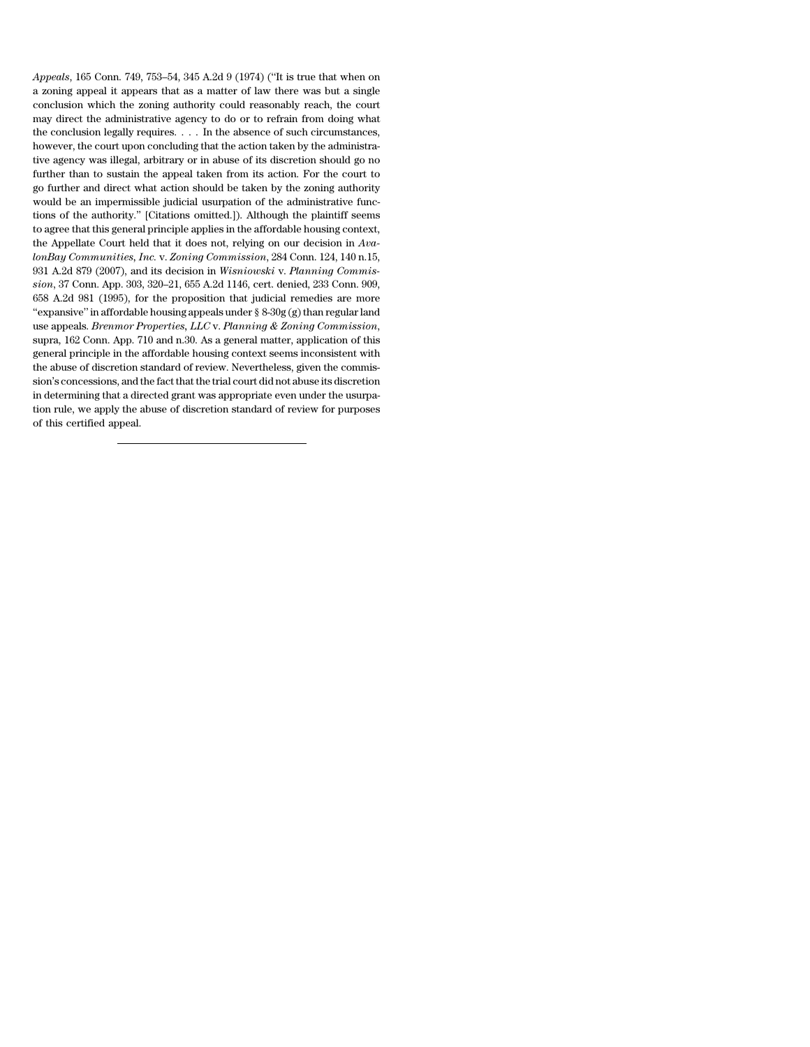*Appeals*, 165 Conn. 749, 753–54, 345 A.2d 9 (1974) ("It is true that when on a zoning appeal it appears that as a matter of law there was but a single conclusion which the zoning authority could reasonably reach, the court may direct the administrative agency to do or to refrain from doing what the conclusion legally requires. . . . In the absence of such circumstances, however, the court upon concluding that the action taken by the administrative agency was illegal, arbitrary or in abuse of its discretion should go no further than to sustain the appeal taken from its action. For the court to go further and direct what action should be taken by the zoning authority would be an impermissible judicial usurpation of the administrative functions of the authority." [Citations omitted.]). Although the plaintiff seems to agree that this general principle applies in the affordable housing context, the Appellate Court held that it does not, relying on our decision in *AvalonBay Communities, Inc.* v. *Zoning Commission*, 284 Conn. 124, 140 n.15, 931 A.2d 879 (2007), and its decision in *Wisniowski* v. *Planning Commission*, 37 Conn. App. 303, 320–21, 655 A.2d 1146, cert. denied, 233 Conn. 909, 658 A.2d 981 (1995), for the proposition that judicial remedies are more "expansive" in affordable housing appeals under § 8-30g (g) than regular land use appeals. *Brenmor Properties, LLC* v. *Planning & Zoning Commission*, supra, 162 Conn. App. 710 and n.30. As a general matter, application of this general principle in the affordable housing context seems inconsistent with the abuse of discretion standard of review. Nevertheless, given the commission's concessions, and the fact that the trial court did not abuse its discretion in determining that a directed grant was appropriate even under the usurpation rule, we apply the abuse of discretion standard of review for purposes of this certified appeal.